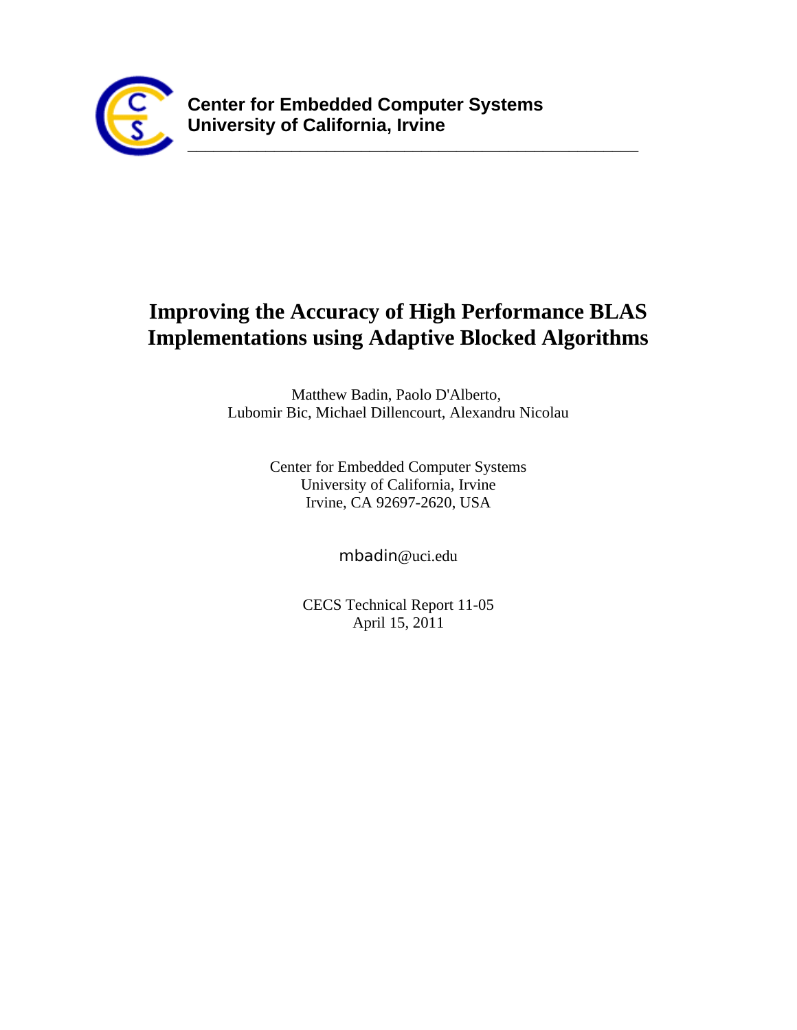**Center for Embedded Computer Systems**
**University of California, Irvine**

---

# Improving the Accuracy of High Performance BLAS Implementations using Adaptive Blocked Algorithms

Matthew Badin, Paolo D'Alberto,
Lubomir Bic, Michael Dillencourt, Alexandru Nicolau

Center for Embedded Computer Systems
University of California, Irvine
Irvine, CA 92697-2620, USA

mbadin@uci.edu

CECS Technical Report 11-05
April 15, 2011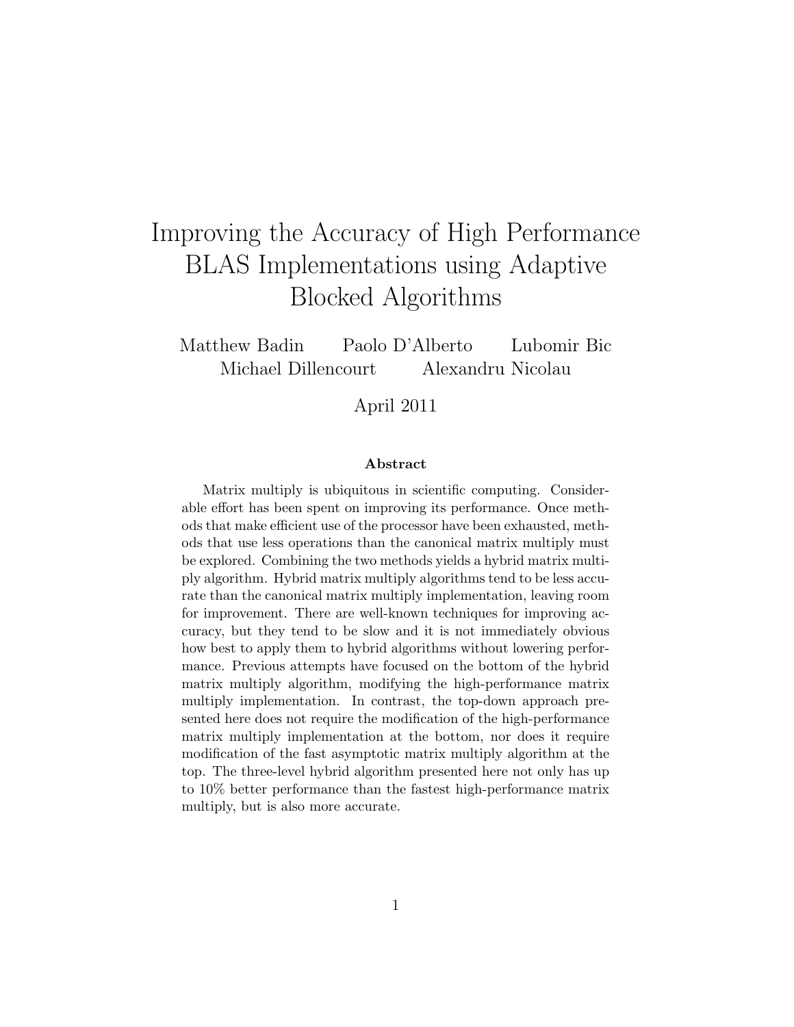# Improving the Accuracy of High Performance BLAS Implementations using Adaptive Blocked Algorithms

Matthew Badin    Paolo D'Alberto    Lubomir Bic
Michael Dillencourt    Alexandru Nicolau

April 2011

### Abstract

Matrix multiply is ubiquitous in scientific computing. Considerable effort has been spent on improving its performance. Once methods that make efficient use of the processor have been exhausted, methods that use less operations than the canonical matrix multiply must be explored. Combining the two methods yields a hybrid matrix multiply algorithm. Hybrid matrix multiply algorithms tend to be less accurate than the canonical matrix multiply implementation, leaving room for improvement. There are well-known techniques for improving accuracy, but they tend to be slow and it is not immediately obvious how best to apply them to hybrid algorithms without lowering performance. Previous attempts have focused on the bottom of the hybrid matrix multiply algorithm, modifying the high-performance matrix multiply implementation. In contrast, the top-down approach presented here does not require the modification of the high-performance matrix multiply implementation at the bottom, nor does it require modification of the fast asymptotic matrix multiply algorithm at the top. The three-level hybrid algorithm presented here not only has up to 10% better performance than the fastest high-performance matrix multiply, but is also more accurate.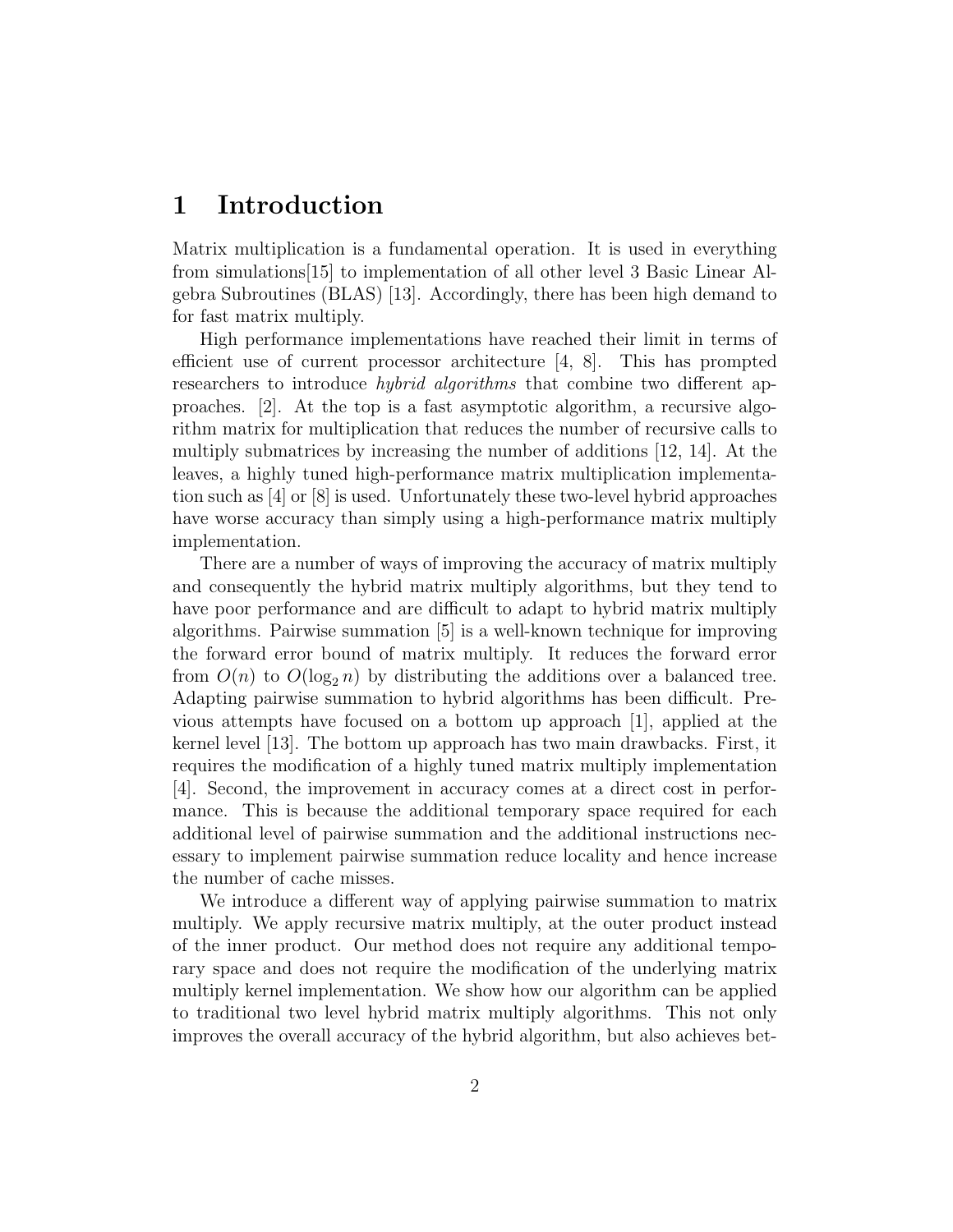# 1 Introduction

Matrix multiplication is a fundamental operation. It is used in everything from simulations[15] to implementation of all other level 3 Basic Linear Algebra Subroutines (BLAS) [13]. Accordingly, there has been high demand to for fast matrix multiply.

High performance implementations have reached their limit in terms of efficient use of current processor architecture [4, 8]. This has prompted researchers to introduce *hybrid algorithms* that combine two different approaches. [2]. At the top is a fast asymptotic algorithm, a recursive algorithm matrix for multiplication that reduces the number of recursive calls to multiply submatrices by increasing the number of additions [12, 14]. At the leaves, a highly tuned high-performance matrix multiplication implementation such as [4] or [8] is used. Unfortunately these two-level hybrid approaches have worse accuracy than simply using a high-performance matrix multiply implementation.

There are a number of ways of improving the accuracy of matrix multiply and consequently the hybrid matrix multiply algorithms, but they tend to have poor performance and are difficult to adapt to hybrid matrix multiply algorithms. Pairwise summation [5] is a well-known technique for improving the forward error bound of matrix multiply. It reduces the forward error from $O(n)$ to $O(\log_2 n)$ by distributing the additions over a balanced tree. Adapting pairwise summation to hybrid algorithms has been difficult. Previous attempts have focused on a bottom up approach [1], applied at the kernel level [13]. The bottom up approach has two main drawbacks. First, it requires the modification of a highly tuned matrix multiply implementation [4]. Second, the improvement in accuracy comes at a direct cost in performance. This is because the additional temporary space required for each additional level of pairwise summation and the additional instructions necessary to implement pairwise summation reduce locality and hence increase the number of cache misses.

We introduce a different way of applying pairwise summation to matrix multiply. We apply recursive matrix multiply, at the outer product instead of the inner product. Our method does not require any additional temporary space and does not require the modification of the underlying matrix multiply kernel implementation. We show how our algorithm can be applied to traditional two level hybrid matrix multiply algorithms. This not only improves the overall accuracy of the hybrid algorithm, but also achieves bet-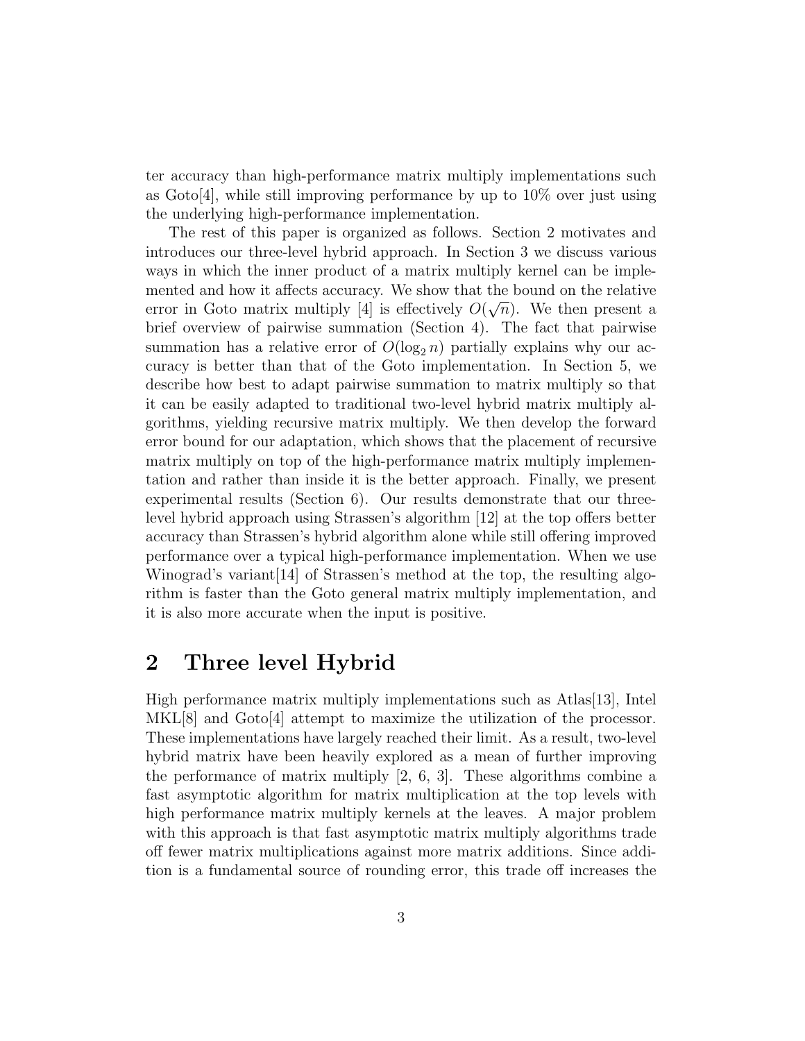ter accuracy than high-performance matrix multiply implementations such as Goto[4], while still improving performance by up to 10% over just using the underlying high-performance implementation.

The rest of this paper is organized as follows. Section 2 motivates and introduces our three-level hybrid approach. In Section 3 we discuss various ways in which the inner product of a matrix multiply kernel can be implemented and how it affects accuracy. We show that the bound on the relative error in Goto matrix multiply [4] is effectively $O(\sqrt{n})$. We then present a brief overview of pairwise summation (Section 4). The fact that pairwise summation has a relative error of $O(\log_2 n)$ partially explains why our accuracy is better than that of the Goto implementation. In Section 5, we describe how best to adapt pairwise summation to matrix multiply so that it can be easily adapted to traditional two-level hybrid matrix multiply algorithms, yielding recursive matrix multiply. We then develop the forward error bound for our adaptation, which shows that the placement of recursive matrix multiply on top of the high-performance matrix multiply implementation and rather than inside it is the better approach. Finally, we present experimental results (Section 6). Our results demonstrate that our three-level hybrid approach using Strassen's algorithm [12] at the top offers better accuracy than Strassen's hybrid algorithm alone while still offering improved performance over a typical high-performance implementation. When we use Winograd's variant[14] of Strassen's method at the top, the resulting algorithm is faster than the Goto general matrix multiply implementation, and it is also more accurate when the input is positive.

## 2 Three level Hybrid

High performance matrix multiply implementations such as Atlas[13], Intel MKL[8] and Goto[4] attempt to maximize the utilization of the processor. These implementations have largely reached their limit. As a result, two-level hybrid matrix have been heavily explored as a mean of further improving the performance of matrix multiply [2, 6, 3]. These algorithms combine a fast asymptotic algorithm for matrix multiplication at the top levels with high performance matrix multiply kernels at the leaves. A major problem with this approach is that fast asymptotic matrix multiply algorithms trade off fewer matrix multiplications against more matrix additions. Since addition is a fundamental source of rounding error, this trade off increases the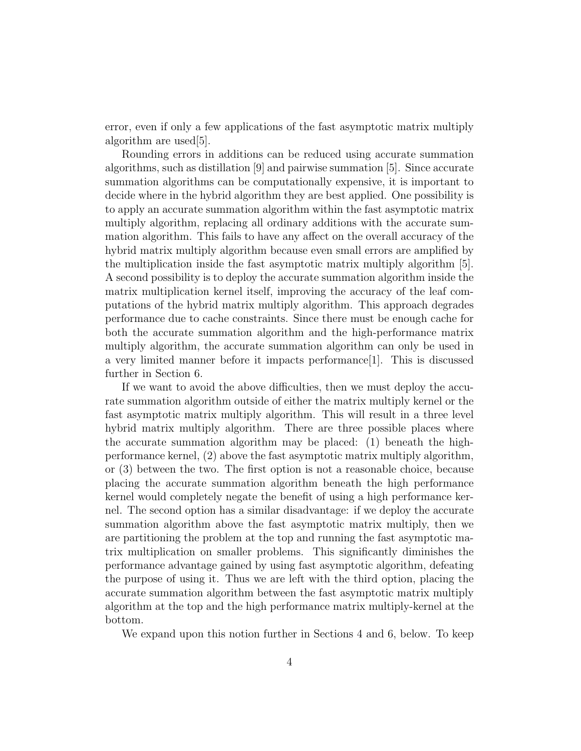error, even if only a few applications of the fast asymptotic matrix multiply algorithm are used[5].

Rounding errors in additions can be reduced using accurate summation algorithms, such as distillation [9] and pairwise summation [5]. Since accurate summation algorithms can be computationally expensive, it is important to decide where in the hybrid algorithm they are best applied. One possibility is to apply an accurate summation algorithm within the fast asymptotic matrix multiply algorithm, replacing all ordinary additions with the accurate summation algorithm. This fails to have any affect on the overall accuracy of the hybrid matrix multiply algorithm because even small errors are amplified by the multiplication inside the fast asymptotic matrix multiply algorithm [5]. A second possibility is to deploy the accurate summation algorithm inside the matrix multiplication kernel itself, improving the accuracy of the leaf computations of the hybrid matrix multiply algorithm. This approach degrades performance due to cache constraints. Since there must be enough cache for both the accurate summation algorithm and the high-performance matrix multiply algorithm, the accurate summation algorithm can only be used in a very limited manner before it impacts performance[1]. This is discussed further in Section 6.

If we want to avoid the above difficulties, then we must deploy the accurate summation algorithm outside of either the matrix multiply kernel or the fast asymptotic matrix multiply algorithm. This will result in a three level hybrid matrix multiply algorithm. There are three possible places where the accurate summation algorithm may be placed: (1) beneath the high-performance kernel, (2) above the fast asymptotic matrix multiply algorithm, or (3) between the two. The first option is not a reasonable choice, because placing the accurate summation algorithm beneath the high performance kernel would completely negate the benefit of using a high performance kernel. The second option has a similar disadvantage: if we deploy the accurate summation algorithm above the fast asymptotic matrix multiply, then we are partitioning the problem at the top and running the fast asymptotic matrix multiplication on smaller problems. This significantly diminishes the performance advantage gained by using fast asymptotic algorithm, defeating the purpose of using it. Thus we are left with the third option, placing the accurate summation algorithm between the fast asymptotic matrix multiply algorithm at the top and the high performance matrix multiply-kernel at the bottom.

We expand upon this notion further in Sections 4 and 6, below. To keep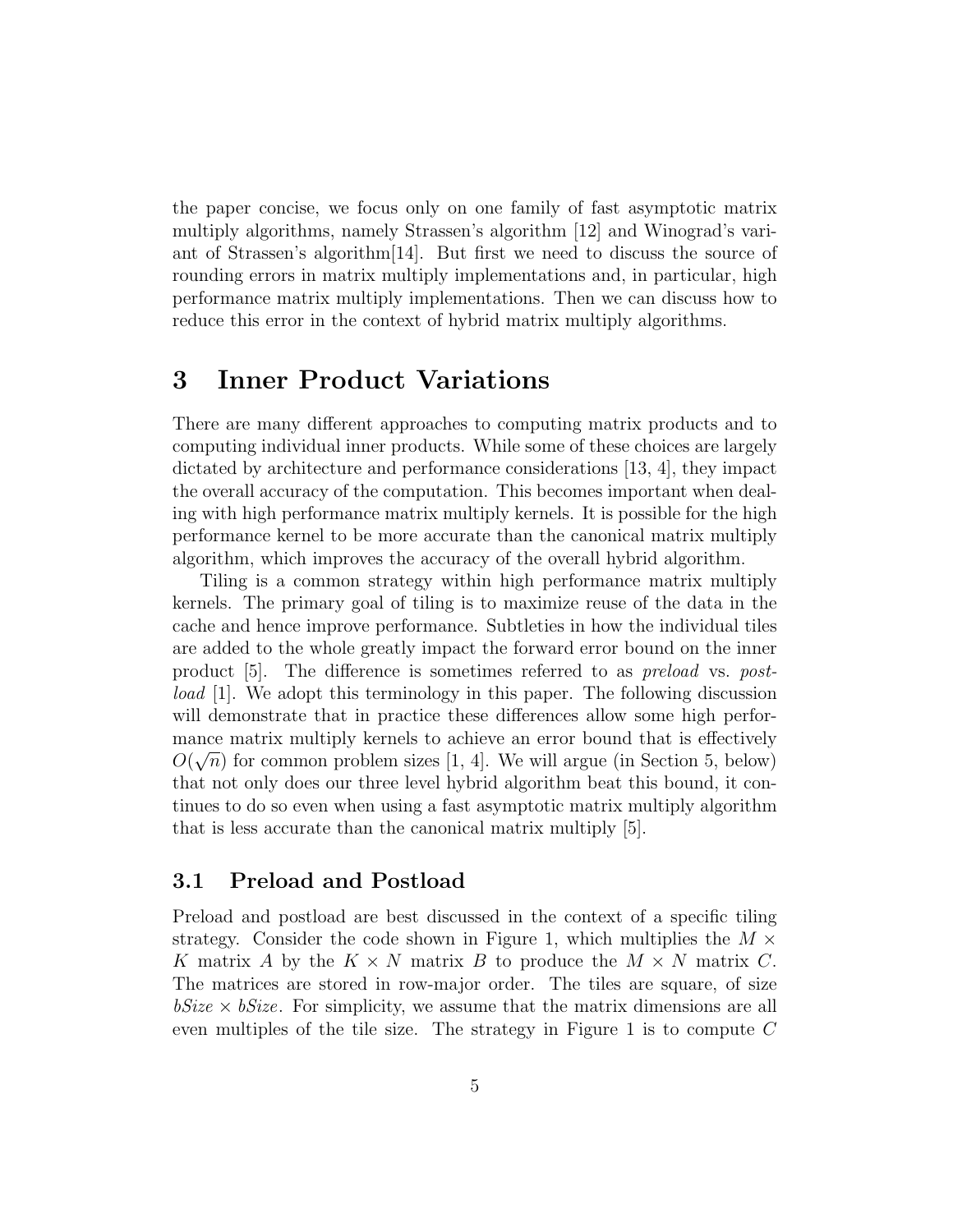the paper concise, we focus only on one family of fast asymptotic matrix multiply algorithms, namely Strassen's algorithm [12] and Winograd's variant of Strassen's algorithm[14]. But first we need to discuss the source of rounding errors in matrix multiply implementations and, in particular, high performance matrix multiply implementations. Then we can discuss how to reduce this error in the context of hybrid matrix multiply algorithms.

# 3 Inner Product Variations

There are many different approaches to computing matrix products and to computing individual inner products. While some of these choices are largely dictated by architecture and performance considerations [13, 4], they impact the overall accuracy of the computation. This becomes important when dealing with high performance matrix multiply kernels. It is possible for the high performance kernel to be more accurate than the canonical matrix multiply algorithm, which improves the accuracy of the overall hybrid algorithm.

Tiling is a common strategy within high performance matrix multiply kernels. The primary goal of tiling is to maximize reuse of the data in the cache and hence improve performance. Subtleties in how the individual tiles are added to the whole greatly impact the forward error bound on the inner product [5]. The difference is sometimes referred to as *preload* vs. *postload* [1]. We adopt this terminology in this paper. The following discussion will demonstrate that in practice these differences allow some high performance matrix multiply kernels to achieve an error bound that is effectively $O(\sqrt{n})$ for common problem sizes [1, 4]. We will argue (in Section 5, below) that not only does our three level hybrid algorithm beat this bound, it continues to do so even when using a fast asymptotic matrix multiply algorithm that is less accurate than the canonical matrix multiply [5].

## 3.1 Preload and Postload

Preload and postload are best discussed in the context of a specific tiling strategy. Consider the code shown in Figure 1, which multiplies the $M \times K$ matrix $A$ by the $K \times N$ matrix $B$ to produce the $M \times N$ matrix $C$. The matrices are stored in row-major order. The tiles are square, of size $bSize \times bSize$. For simplicity, we assume that the matrix dimensions are all even multiples of the tile size. The strategy in Figure 1 is to compute $C$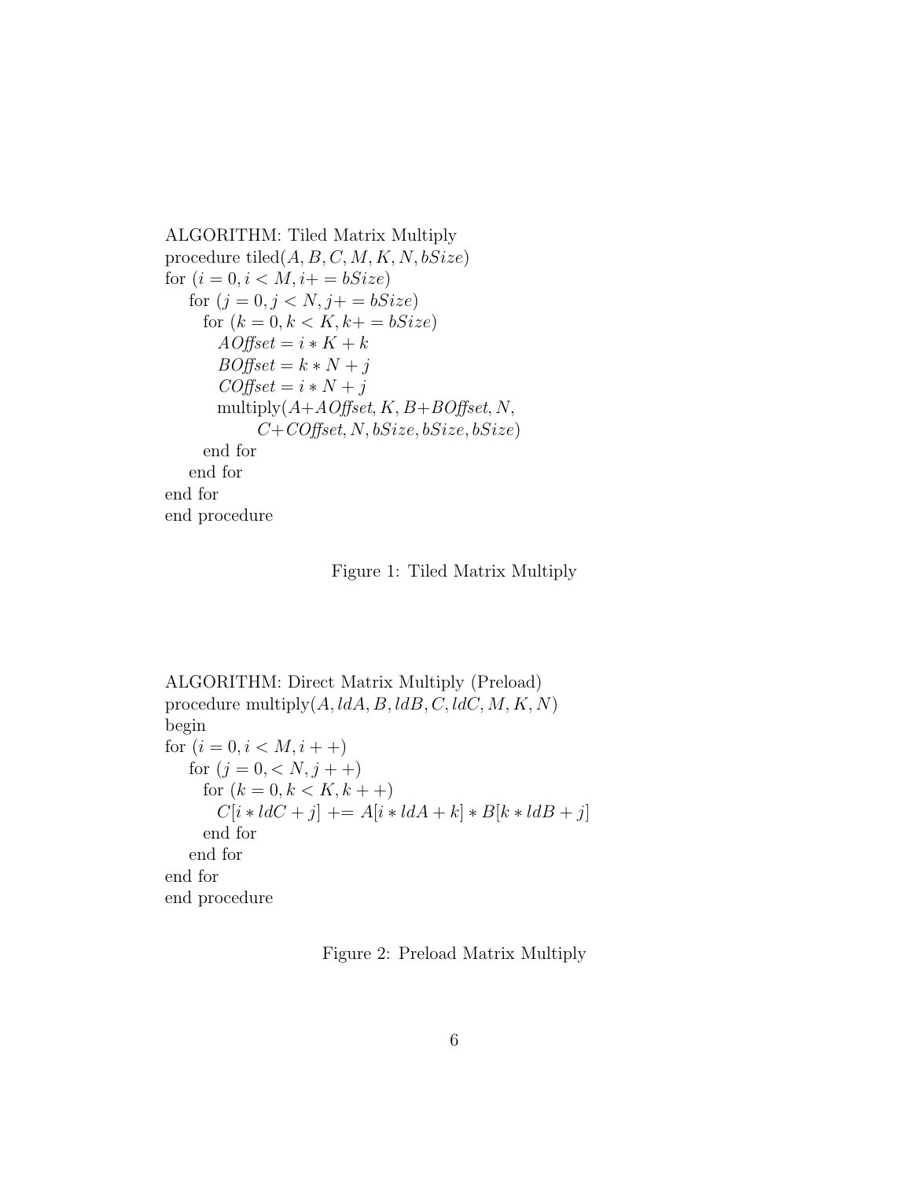ALGORITHM: Tiled Matrix Multiply
procedure tiled($A, B, C, M, K, N, bSize$)
for ($i = 0, i < M, i+ = bSize$)
    for ($j = 0, j < N, j+ = bSize$)
        for ($k = 0, k < K, k+ = bSize$)
            $AOffset = i * K + k$
            $BOffset = k * N + j$
            $COffset = i * N + j$
            multiply($A$+$AOffset, K, B$+$BOffset, N,$
                    $C$+$COffset, N, bSize, bSize, bSize$)
        end for
    end for
end for
end procedure

Figure 1: Tiled Matrix Multiply

ALGORITHM: Direct Matrix Multiply (Preload)
procedure multiply($A, ldA, B, ldB, C, ldC, M, K, N$)
begin
for ($i = 0, i < M, i++$)
    for ($j = 0, < N, j++$)
        for ($k = 0, k < K, k++$)
            $C[i * ldC + j]$ += $A[i * ldA + k] * B[k * ldB + j]$
        end for
    end for
end for
end procedure

Figure 2: Preload Matrix Multiply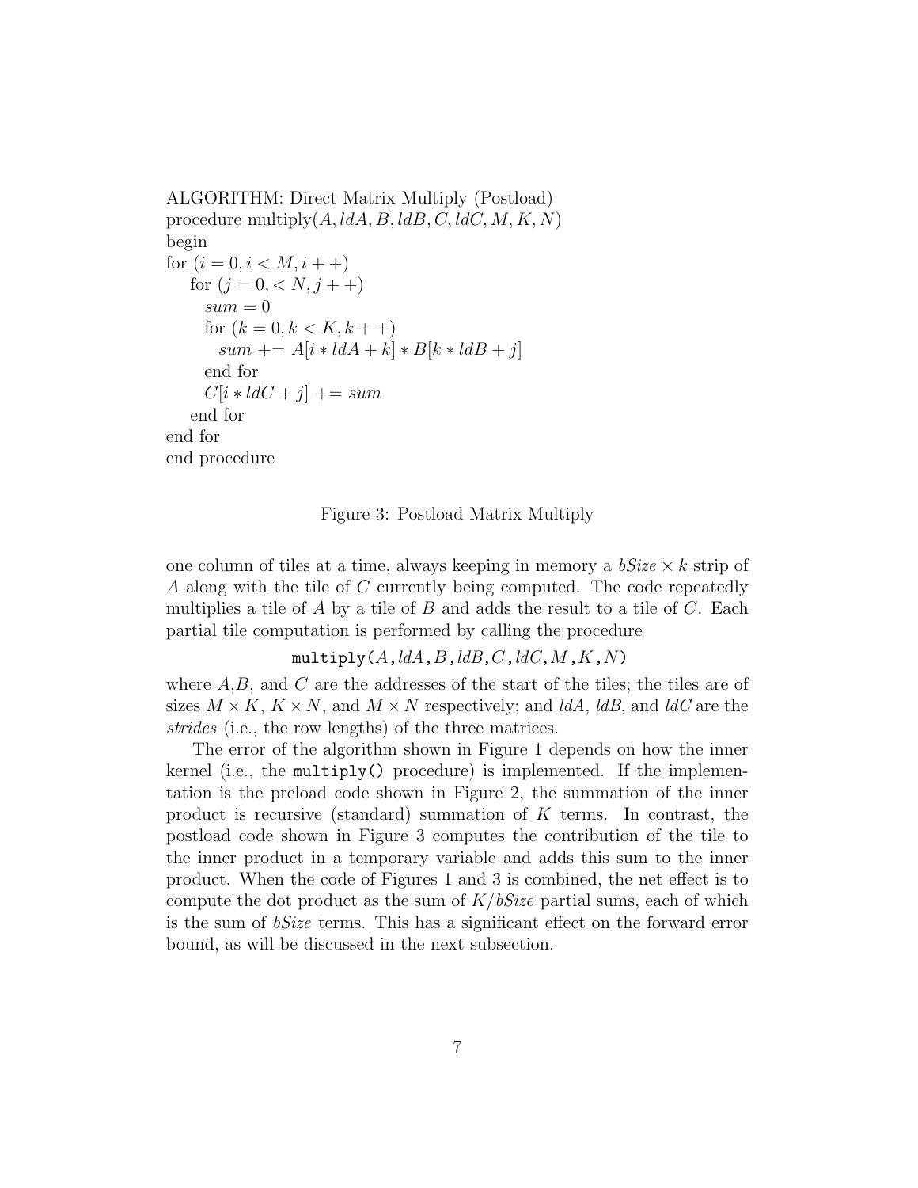```
ALGORITHM: Direct Matrix Multiply (Postload)
procedure multiply(A, ldA, B, ldB, C, ldC, M, K, N)
begin
for (i = 0, i < M, i++)
    for (j = 0, < N, j++)
      sum = 0
      for (k = 0, k < K, k++)
        sum += A[i * ldA + k] * B[k * ldB + j]
      end for
      C[i * ldC + j] += sum
    end for
end for
end procedure
```

Figure 3: Postload Matrix Multiply

one column of tiles at a time, always keeping in memory a $bSize \times k$ strip of $A$ along with the tile of $C$ currently being computed. The code repeatedly multiplies a tile of $A$ by a tile of $B$ and adds the result to a tile of $C$. Each partial tile computation is performed by calling the procedure

`multiply(A,ldA,B,ldB,C,ldC,M,K,N)`

where $A$,$B$, and $C$ are the addresses of the start of the tiles; the tiles are of sizes $M \times K$, $K \times N$, and $M \times N$ respectively; and $ldA$, $ldB$, and $ldC$ are the *strides* (i.e., the row lengths) of the three matrices.

The error of the algorithm shown in Figure 1 depends on how the inner kernel (i.e., the `multiply()` procedure) is implemented. If the implementation is the preload code shown in Figure 2, the summation of the inner product is recursive (standard) summation of $K$ terms. In contrast, the postload code shown in Figure 3 computes the contribution of the tile to the inner product in a temporary variable and adds this sum to the inner product. When the code of Figures 1 and 3 is combined, the net effect is to compute the dot product as the sum of $K/bSize$ partial sums, each of which is the sum of $bSize$ terms. This has a significant effect on the forward error bound, as will be discussed in the next subsection.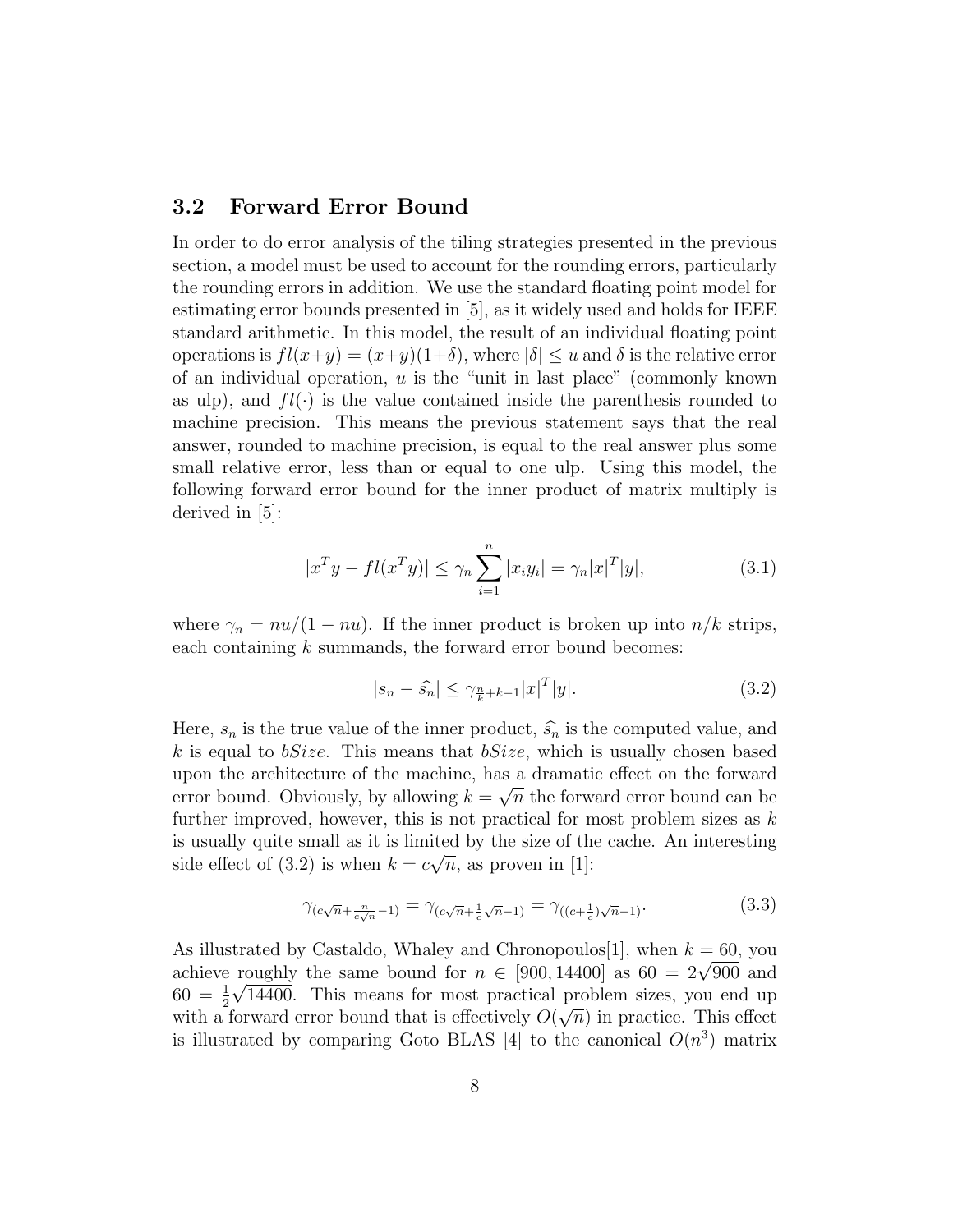## 3.2 Forward Error Bound

In order to do error analysis of the tiling strategies presented in the previous section, a model must be used to account for the rounding errors, particularly the rounding errors in addition. We use the standard floating point model for estimating error bounds presented in [5], as it widely used and holds for IEEE standard arithmetic. In this model, the result of an individual floating point operations is $fl(x+y) = (x+y)(1+\delta)$, where $|\delta| \leq u$ and $\delta$ is the relative error of an individual operation, $u$ is the "unit in last place" (commonly known as ulp), and $fl(\cdot)$ is the value contained inside the parenthesis rounded to machine precision. This means the previous statement says that the real answer, rounded to machine precision, is equal to the real answer plus some small relative error, less than or equal to one ulp. Using this model, the following forward error bound for the inner product of matrix multiply is derived in [5]:

$$|x^T y - fl(x^T y)| \leq \gamma_n \sum_{i=1}^{n} |x_i y_i| = \gamma_n |x|^T |y|, \tag{3.1}$$

where $\gamma_n = nu/(1-nu)$. If the inner product is broken up into $n/k$ strips, each containing $k$ summands, the forward error bound becomes:

$$|s_n - \widehat{s_n}| \leq \gamma_{\frac{n}{k}+k-1} |x|^T |y|. \tag{3.2}$$

Here, $s_n$ is the true value of the inner product, $\widehat{s_n}$ is the computed value, and $k$ is equal to *bSize*. This means that *bSize*, which is usually chosen based upon the architecture of the machine, has a dramatic effect on the forward error bound. Obviously, by allowing $k = \sqrt{n}$ the forward error bound can be further improved, however, this is not practical for most problem sizes as $k$ is usually quite small as it is limited by the size of the cache. An interesting side effect of (3.2) is when $k = c\sqrt{n}$, as proven in [1]:

$$\gamma_{(c\sqrt{n}+\frac{n}{c\sqrt{n}}-1)} = \gamma_{(c\sqrt{n}+\frac{1}{c}\sqrt{n}-1)} = \gamma_{((c+\frac{1}{c})\sqrt{n}-1)}. \tag{3.3}$$

As illustrated by Castaldo, Whaley and Chronopoulos[1], when $k = 60$, you achieve roughly the same bound for $n \in [900, 14400]$ as $60 = 2\sqrt{900}$ and $60 = \frac{1}{2}\sqrt{14400}$. This means for most practical problem sizes, you end up with a forward error bound that is effectively $O(\sqrt{n})$ in practice. This effect is illustrated by comparing Goto BLAS [4] to the canonical $O(n^3)$ matrix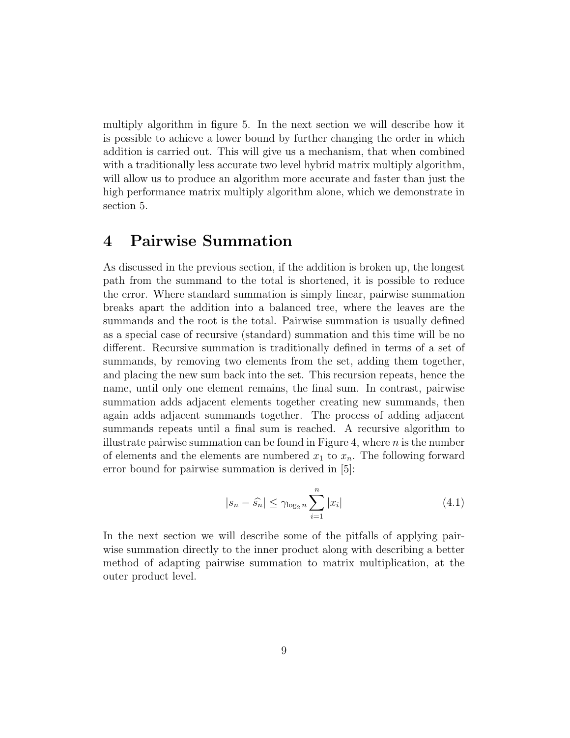multiply algorithm in figure 5. In the next section we will describe how it is possible to achieve a lower bound by further changing the order in which addition is carried out. This will give us a mechanism, that when combined with a traditionally less accurate two level hybrid matrix multiply algorithm, will allow us to produce an algorithm more accurate and faster than just the high performance matrix multiply algorithm alone, which we demonstrate in section 5.

# 4 Pairwise Summation

As discussed in the previous section, if the addition is broken up, the longest path from the summand to the total is shortened, it is possible to reduce the error. Where standard summation is simply linear, pairwise summation breaks apart the addition into a balanced tree, where the leaves are the summands and the root is the total. Pairwise summation is usually defined as a special case of recursive (standard) summation and this time will be no different. Recursive summation is traditionally defined in terms of a set of summands, by removing two elements from the set, adding them together, and placing the new sum back into the set. This recursion repeats, hence the name, until only one element remains, the final sum. In contrast, pairwise summation adds adjacent elements together creating new summands, then again adds adjacent summands together. The process of adding adjacent summands repeats until a final sum is reached. A recursive algorithm to illustrate pairwise summation can be found in Figure 4, where $n$ is the number of elements and the elements are numbered $x_1$ to $x_n$. The following forward error bound for pairwise summation is derived in [5]:

$$|s_n - \widehat{s_n}| \leq \gamma_{\log_2 n} \sum_{i=1}^{n} |x_i| \tag{4.1}$$

In the next section we will describe some of the pitfalls of applying pairwise summation directly to the inner product along with describing a better method of adapting pairwise summation to matrix multiplication, at the outer product level.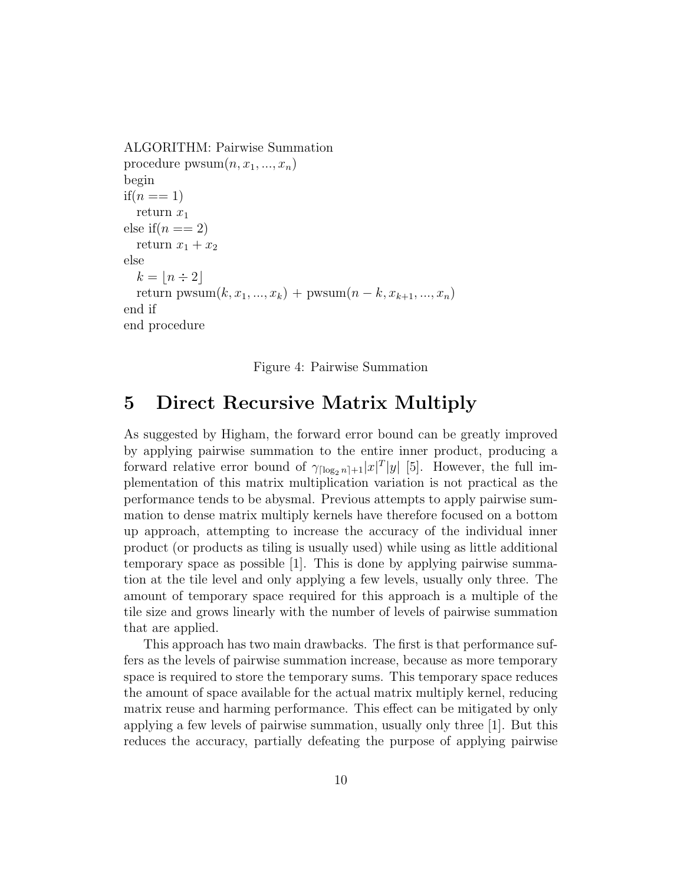```
ALGORITHM: Pairwise Summation
procedure pwsum(n, x_1, ..., x_n)
begin
if(n == 1)
   return x_1
else if(n == 2)
   return x_1 + x_2
else
   k = ⌊n ÷ 2⌋
   return pwsum(k, x_1, ..., x_k) + pwsum(n − k, x_{k+1}, ..., x_n)
end if
end procedure
```

Figure 4: Pairwise Summation

# 5 Direct Recursive Matrix Multiply

As suggested by Higham, the forward error bound can be greatly improved by applying pairwise summation to the entire inner product, producing a forward relative error bound of $\gamma_{\lceil \log_2 n \rceil + 1}|x|^T|y|$ [5]. However, the full implementation of this matrix multiplication variation is not practical as the performance tends to be abysmal. Previous attempts to apply pairwise summation to dense matrix multiply kernels have therefore focused on a bottom up approach, attempting to increase the accuracy of the individual inner product (or products as tiling is usually used) while using as little additional temporary space as possible [1]. This is done by applying pairwise summation at the tile level and only applying a few levels, usually only three. The amount of temporary space required for this approach is a multiple of the tile size and grows linearly with the number of levels of pairwise summation that are applied.

This approach has two main drawbacks. The first is that performance suffers as the levels of pairwise summation increase, because as more temporary space is required to store the temporary sums. This temporary space reduces the amount of space available for the actual matrix multiply kernel, reducing matrix reuse and harming performance. This effect can be mitigated by only applying a few levels of pairwise summation, usually only three [1]. But this reduces the accuracy, partially defeating the purpose of applying pairwise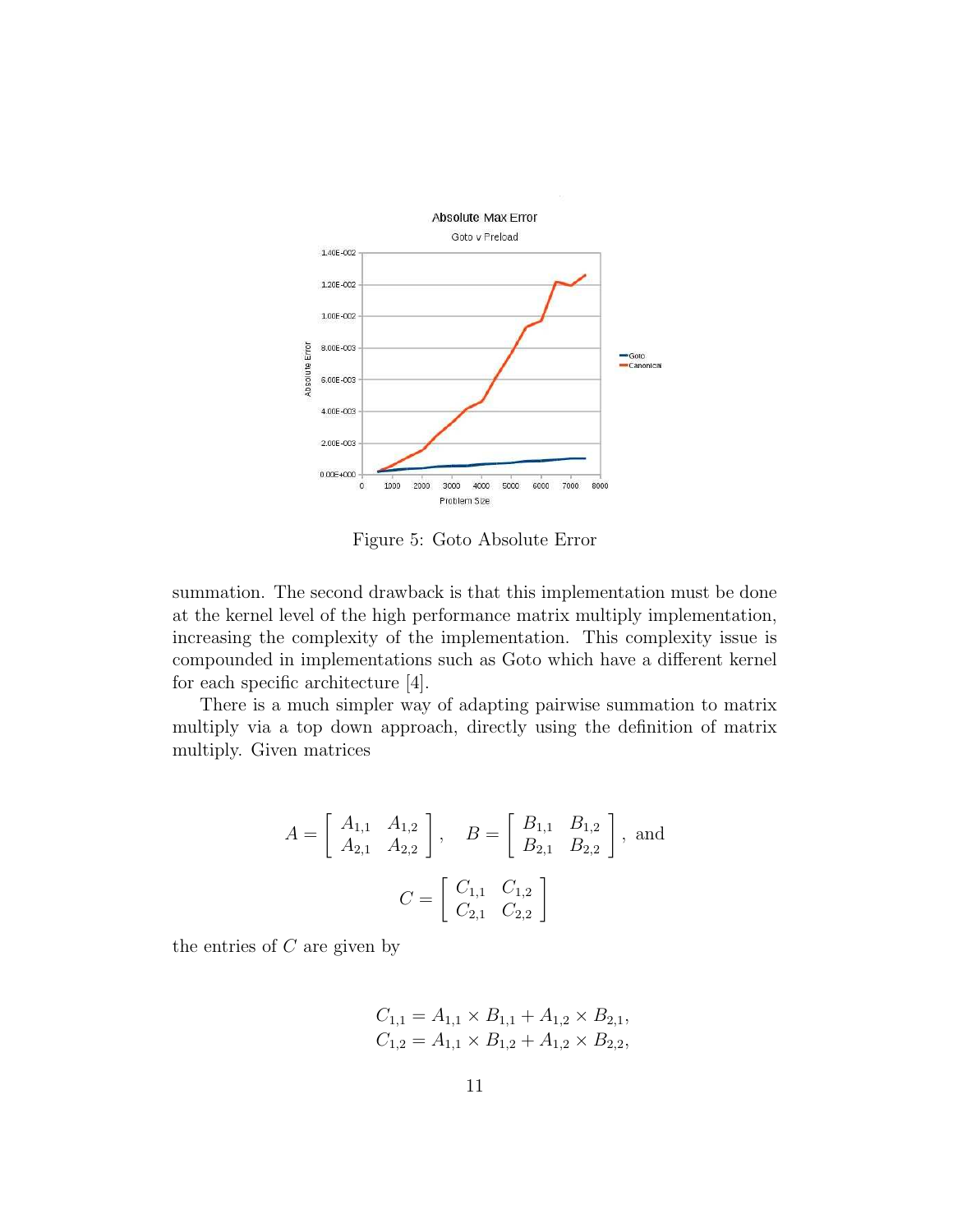Figure 5: Goto Absolute Error

summation. The second drawback is that this implementation must be done at the kernel level of the high performance matrix multiply implementation, increasing the complexity of the implementation. This complexity issue is compounded in implementations such as Goto which have a different kernel for each specific architecture [4].

There is a much simpler way of adapting pairwise summation to matrix multiply via a top down approach, directly using the definition of matrix multiply. Given matrices

$$A = \begin{bmatrix} A_{1,1} & A_{1,2} \\ A_{2,1} & A_{2,2} \end{bmatrix}, \quad B = \begin{bmatrix} B_{1,1} & B_{1,2} \\ B_{2,1} & B_{2,2} \end{bmatrix}, \text{ and}$$

$$C = \begin{bmatrix} C_{1,1} & C_{1,2} \\ C_{2,1} & C_{2,2} \end{bmatrix}$$

the entries of $C$ are given by

$$C_{1,1} = A_{1,1} \times B_{1,1} + A_{1,2} \times B_{2,1},$$
$$C_{1,2} = A_{1,1} \times B_{1,2} + A_{1,2} \times B_{2,2},$$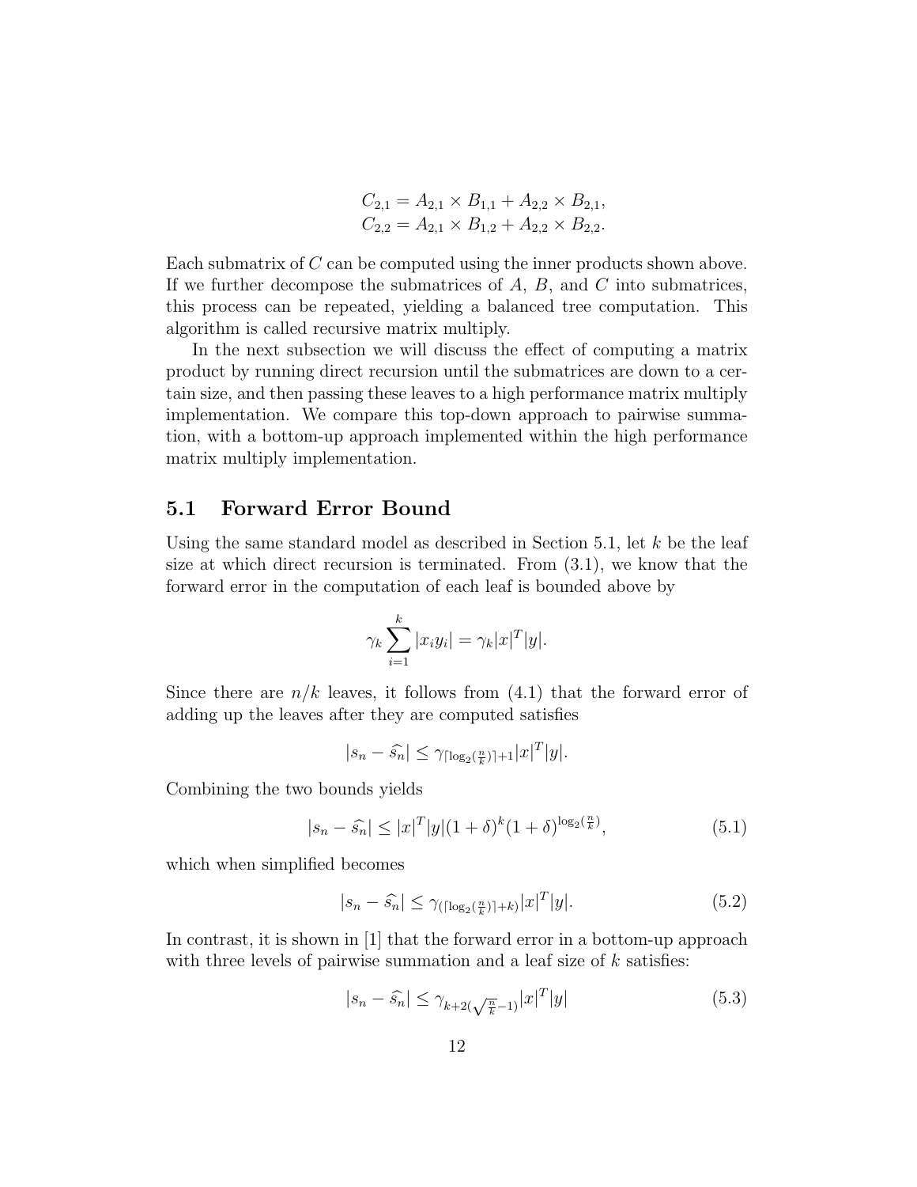$$C_{2,1} = A_{2,1} \times B_{1,1} + A_{2,2} \times B_{2,1},$$
$$C_{2,2} = A_{2,1} \times B_{1,2} + A_{2,2} \times B_{2,2}.$$

Each submatrix of $C$ can be computed using the inner products shown above. If we further decompose the submatrices of $A$, $B$, and $C$ into submatrices, this process can be repeated, yielding a balanced tree computation. This algorithm is called recursive matrix multiply.

In the next subsection we will discuss the effect of computing a matrix product by running direct recursion until the submatrices are down to a certain size, and then passing these leaves to a high performance matrix multiply implementation. We compare this top-down approach to pairwise summation, with a bottom-up approach implemented within the high performance matrix multiply implementation.

## 5.1 Forward Error Bound

Using the same standard model as described in Section 5.1, let $k$ be the leaf size at which direct recursion is terminated. From (3.1), we know that the forward error in the computation of each leaf is bounded above by

$$\gamma_k \sum_{i=1}^{k} |x_i y_i| = \gamma_k |x|^T |y|.$$

Since there are $n/k$ leaves, it follows from (4.1) that the forward error of adding up the leaves after they are computed satisfies

$$|s_n - \widehat{s_n}| \leq \gamma_{\lceil \log_2(\frac{n}{k}) \rceil + 1} |x|^T |y|.$$

Combining the two bounds yields

$$|s_n - \widehat{s_n}| \leq |x|^T |y| (1+\delta)^k (1+\delta)^{\log_2(\frac{n}{k})}, \tag{5.1}$$

which when simplified becomes

$$|s_n - \widehat{s_n}| \leq \gamma_{(\lceil \log_2(\frac{n}{k}) \rceil + k)} |x|^T |y|. \tag{5.2}$$

In contrast, it is shown in [1] that the forward error in a bottom-up approach with three levels of pairwise summation and a leaf size of $k$ satisfies:

$$|s_n - \widehat{s_n}| \leq \gamma_{k+2(\sqrt{\frac{n}{k}}-1)} |x|^T |y| \tag{5.3}$$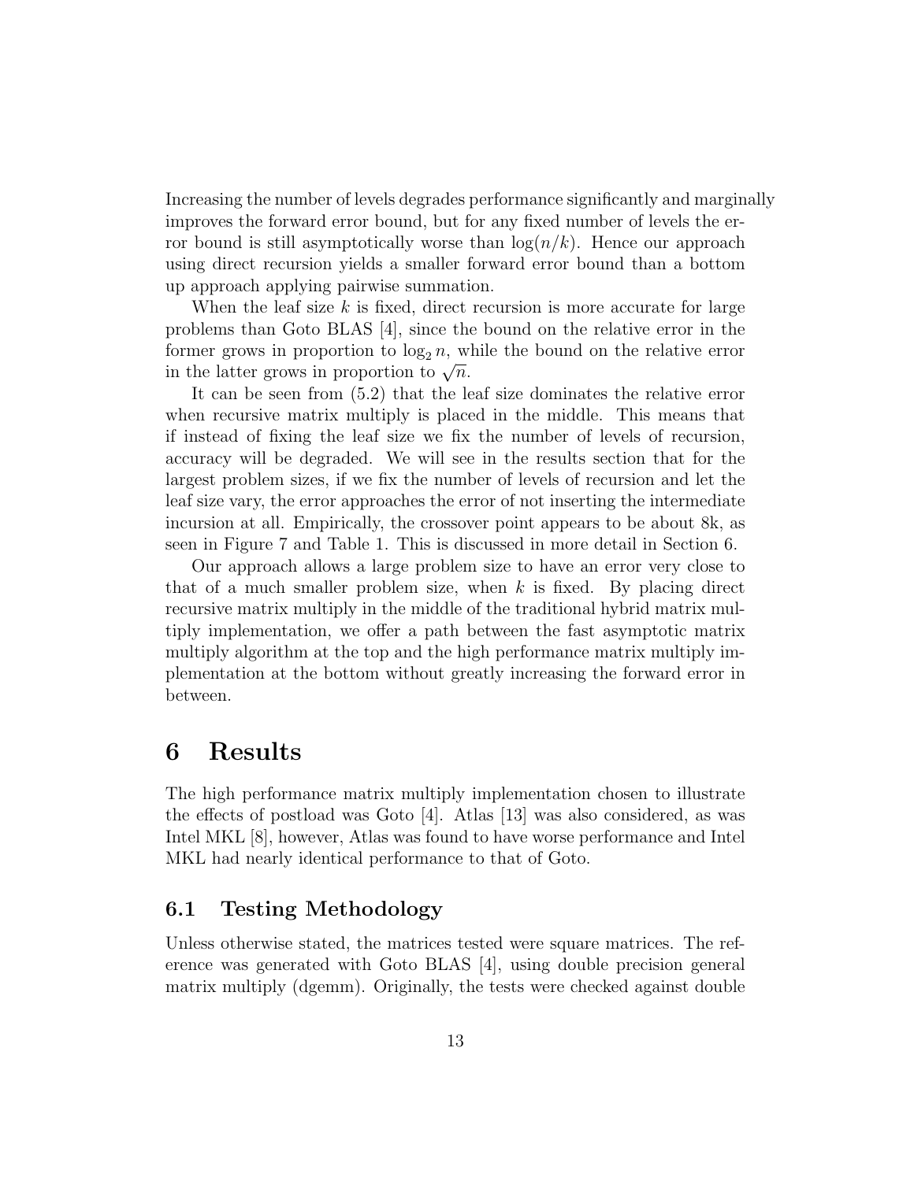Increasing the number of levels degrades performance significantly and marginally improves the forward error bound, but for any fixed number of levels the error bound is still asymptotically worse than $\log(n/k)$. Hence our approach using direct recursion yields a smaller forward error bound than a bottom up approach applying pairwise summation.

When the leaf size $k$ is fixed, direct recursion is more accurate for large problems than Goto BLAS [4], since the bound on the relative error in the former grows in proportion to $\log_2 n$, while the bound on the relative error in the latter grows in proportion to $\sqrt{n}$.

It can be seen from (5.2) that the leaf size dominates the relative error when recursive matrix multiply is placed in the middle. This means that if instead of fixing the leaf size we fix the number of levels of recursion, accuracy will be degraded. We will see in the results section that for the largest problem sizes, if we fix the number of levels of recursion and let the leaf size vary, the error approaches the error of not inserting the intermediate incursion at all. Empirically, the crossover point appears to be about 8k, as seen in Figure 7 and Table 1. This is discussed in more detail in Section 6.

Our approach allows a large problem size to have an error very close to that of a much smaller problem size, when $k$ is fixed. By placing direct recursive matrix multiply in the middle of the traditional hybrid matrix multiply implementation, we offer a path between the fast asymptotic matrix multiply algorithm at the top and the high performance matrix multiply implementation at the bottom without greatly increasing the forward error in between.

# 6 Results

The high performance matrix multiply implementation chosen to illustrate the effects of postload was Goto [4]. Atlas [13] was also considered, as was Intel MKL [8], however, Atlas was found to have worse performance and Intel MKL had nearly identical performance to that of Goto.

## 6.1 Testing Methodology

Unless otherwise stated, the matrices tested were square matrices. The reference was generated with Goto BLAS [4], using double precision general matrix multiply (dgemm). Originally, the tests were checked against double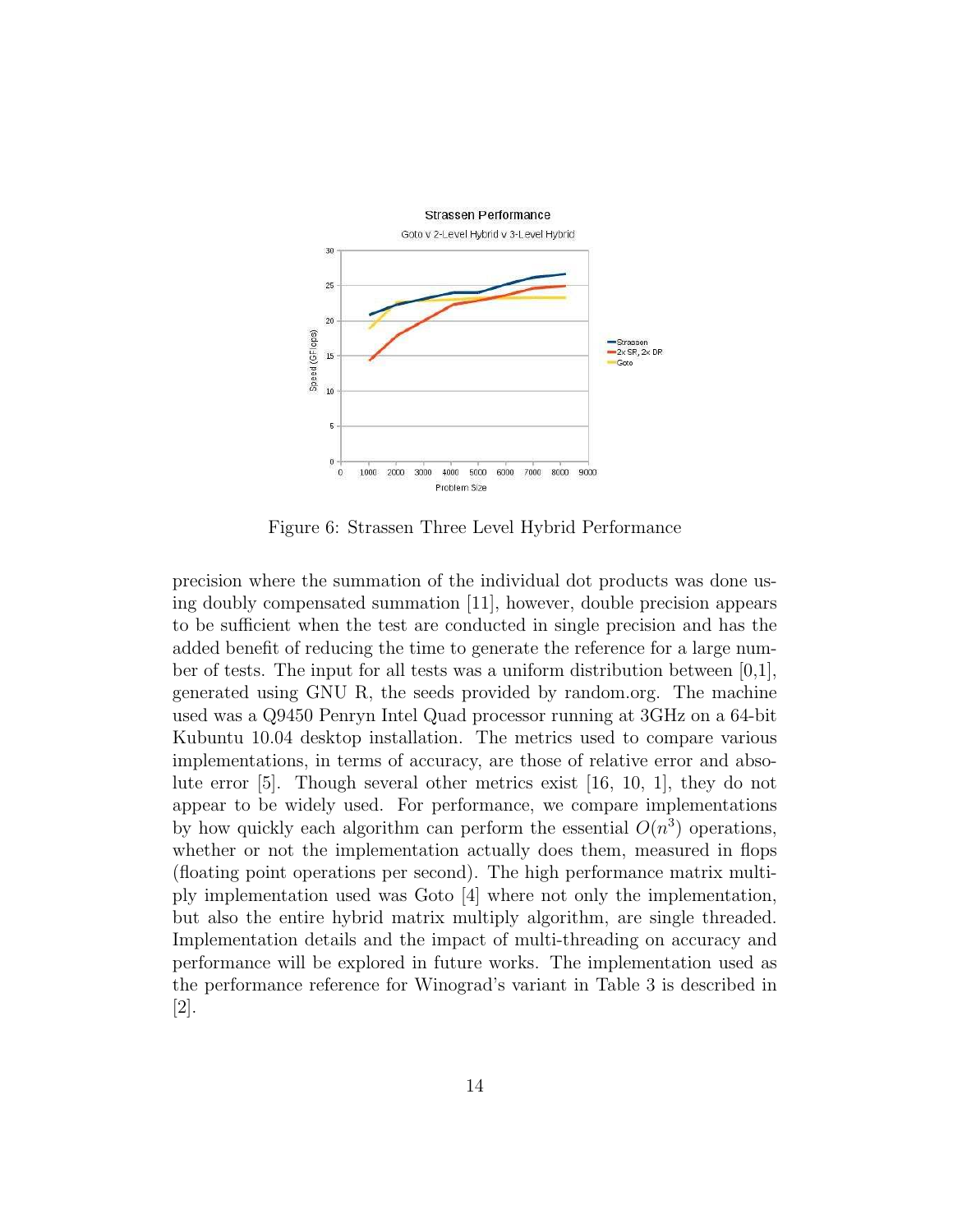Figure 6: Strassen Three Level Hybrid Performance

precision where the summation of the individual dot products was done using doubly compensated summation [11], however, double precision appears to be sufficient when the test are conducted in single precision and has the added benefit of reducing the time to generate the reference for a large number of tests. The input for all tests was a uniform distribution between [0,1], generated using GNU R, the seeds provided by random.org. The machine used was a Q9450 Penryn Intel Quad processor running at 3GHz on a 64-bit Kubuntu 10.04 desktop installation. The metrics used to compare various implementations, in terms of accuracy, are those of relative error and absolute error [5]. Though several other metrics exist [16, 10, 1], they do not appear to be widely used. For performance, we compare implementations by how quickly each algorithm can perform the essential $O(n^3)$ operations, whether or not the implementation actually does them, measured in flops (floating point operations per second). The high performance matrix multiply implementation used was Goto [4] where not only the implementation, but also the entire hybrid matrix multiply algorithm, are single threaded. Implementation details and the impact of multi-threading on accuracy and performance will be explored in future works. The implementation used as the performance reference for Winograd's variant in Table 3 is described in [2].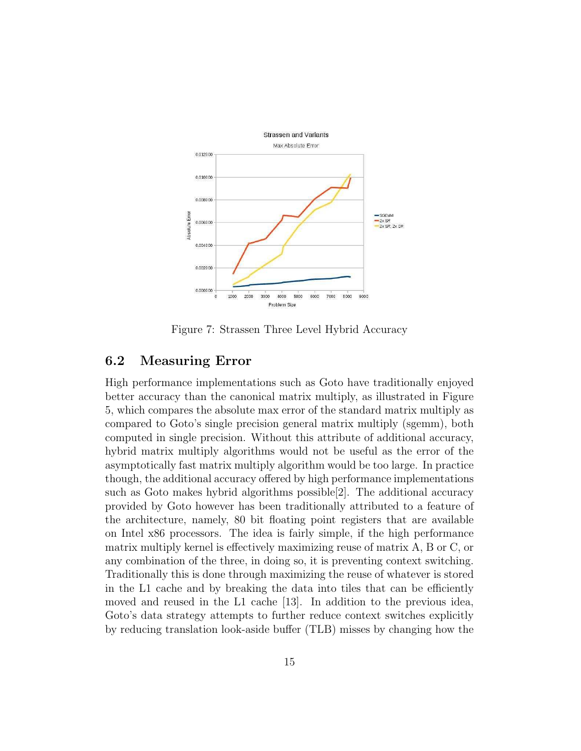Figure 7: Strassen Three Level Hybrid Accuracy

## 6.2 Measuring Error

High performance implementations such as Goto have traditionally enjoyed better accuracy than the canonical matrix multiply, as illustrated in Figure 5, which compares the absolute max error of the standard matrix multiply as compared to Goto's single precision general matrix multiply (sgemm), both computed in single precision. Without this attribute of additional accuracy, hybrid matrix multiply algorithms would not be useful as the error of the asymptotically fast matrix multiply algorithm would be too large. In practice though, the additional accuracy offered by high performance implementations such as Goto makes hybrid algorithms possible[2]. The additional accuracy provided by Goto however has been traditionally attributed to a feature of the architecture, namely, 80 bit floating point registers that are available on Intel x86 processors. The idea is fairly simple, if the high performance matrix multiply kernel is effectively maximizing reuse of matrix A, B or C, or any combination of the three, in doing so, it is preventing context switching. Traditionally this is done through maximizing the reuse of whatever is stored in the L1 cache and by breaking the data into tiles that can be efficiently moved and reused in the L1 cache [13]. In addition to the previous idea, Goto's data strategy attempts to further reduce context switches explicitly by reducing translation look-aside buffer (TLB) misses by changing how the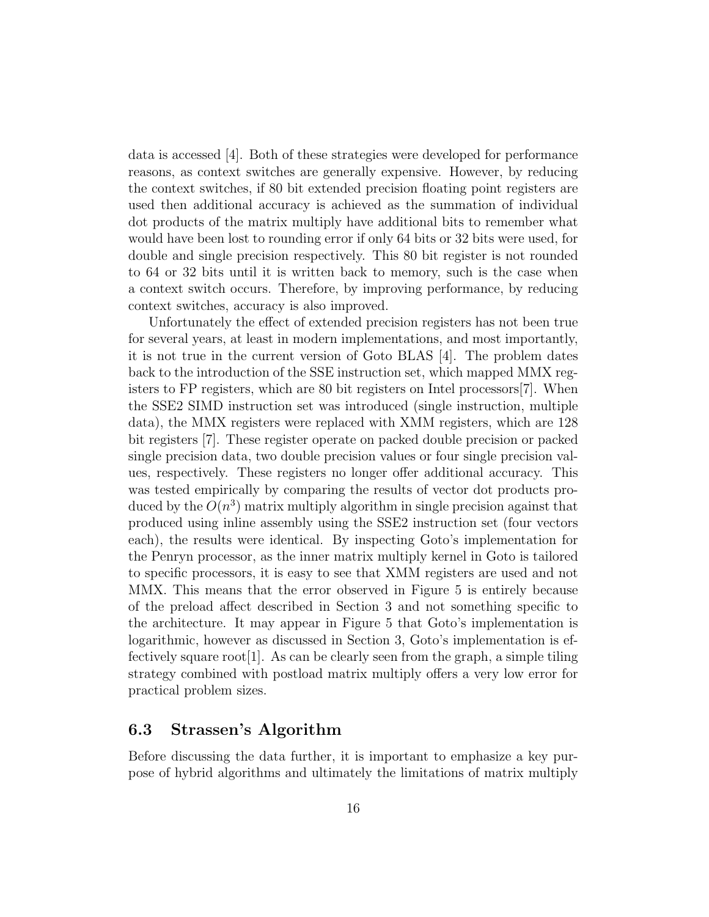data is accessed [4]. Both of these strategies were developed for performance reasons, as context switches are generally expensive. However, by reducing the context switches, if 80 bit extended precision floating point registers are used then additional accuracy is achieved as the summation of individual dot products of the matrix multiply have additional bits to remember what would have been lost to rounding error if only 64 bits or 32 bits were used, for double and single precision respectively. This 80 bit register is not rounded to 64 or 32 bits until it is written back to memory, such is the case when a context switch occurs. Therefore, by improving performance, by reducing context switches, accuracy is also improved.

Unfortunately the effect of extended precision registers has not been true for several years, at least in modern implementations, and most importantly, it is not true in the current version of Goto BLAS [4]. The problem dates back to the introduction of the SSE instruction set, which mapped MMX registers to FP registers, which are 80 bit registers on Intel processors[7]. When the SSE2 SIMD instruction set was introduced (single instruction, multiple data), the MMX registers were replaced with XMM registers, which are 128 bit registers [7]. These register operate on packed double precision or packed single precision data, two double precision values or four single precision values, respectively. These registers no longer offer additional accuracy. This was tested empirically by comparing the results of vector dot products produced by the $O(n^3)$ matrix multiply algorithm in single precision against that produced using inline assembly using the SSE2 instruction set (four vectors each), the results were identical. By inspecting Goto's implementation for the Penryn processor, as the inner matrix multiply kernel in Goto is tailored to specific processors, it is easy to see that XMM registers are used and not MMX. This means that the error observed in Figure 5 is entirely because of the preload affect described in Section 3 and not something specific to the architecture. It may appear in Figure 5 that Goto's implementation is logarithmic, however as discussed in Section 3, Goto's implementation is effectively square root[1]. As can be clearly seen from the graph, a simple tiling strategy combined with postload matrix multiply offers a very low error for practical problem sizes.

### 6.3 Strassen's Algorithm

Before discussing the data further, it is important to emphasize a key purpose of hybrid algorithms and ultimately the limitations of matrix multiply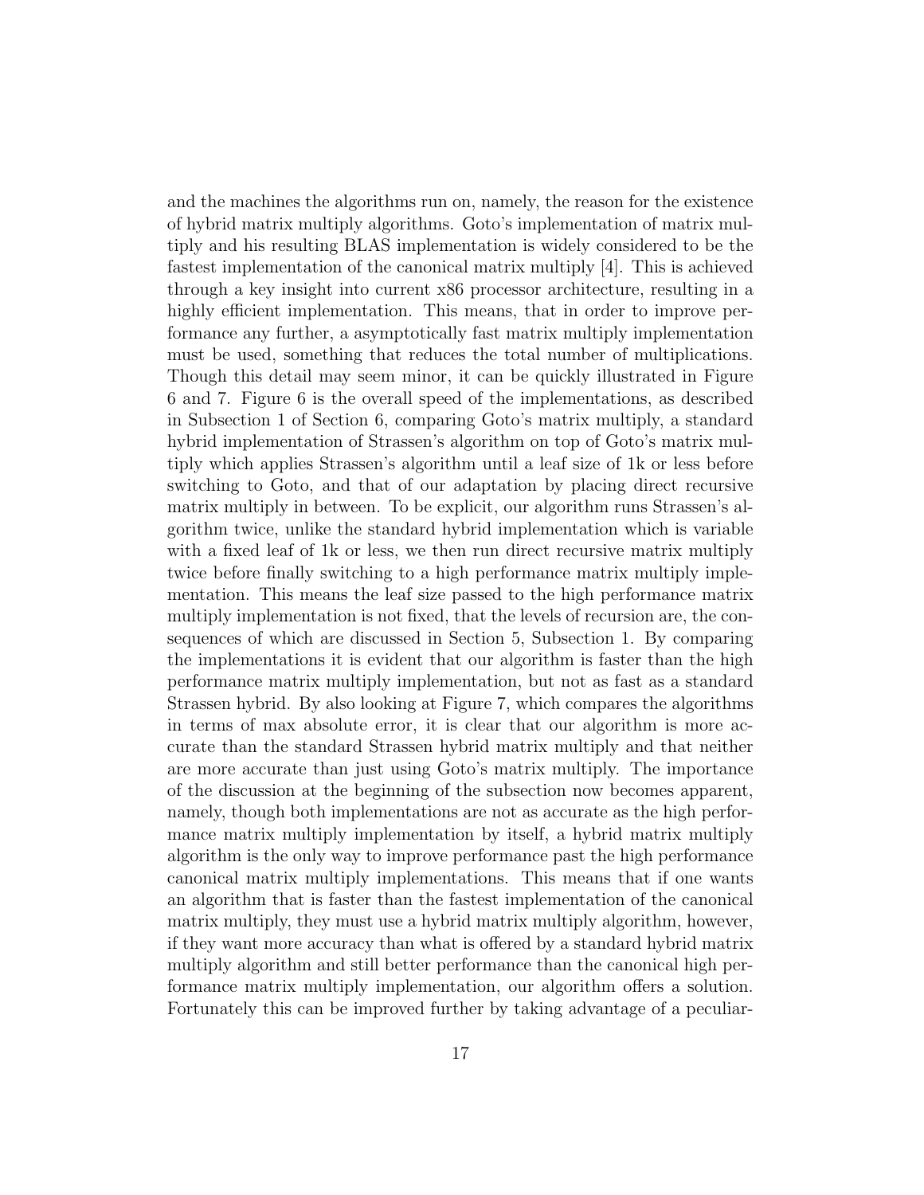and the machines the algorithms run on, namely, the reason for the existence of hybrid matrix multiply algorithms. Goto's implementation of matrix multiply and his resulting BLAS implementation is widely considered to be the fastest implementation of the canonical matrix multiply [4]. This is achieved through a key insight into current x86 processor architecture, resulting in a highly efficient implementation. This means, that in order to improve performance any further, a asymptotically fast matrix multiply implementation must be used, something that reduces the total number of multiplications. Though this detail may seem minor, it can be quickly illustrated in Figure 6 and 7. Figure 6 is the overall speed of the implementations, as described in Subsection 1 of Section 6, comparing Goto's matrix multiply, a standard hybrid implementation of Strassen's algorithm on top of Goto's matrix multiply which applies Strassen's algorithm until a leaf size of 1k or less before switching to Goto, and that of our adaptation by placing direct recursive matrix multiply in between. To be explicit, our algorithm runs Strassen's algorithm twice, unlike the standard hybrid implementation which is variable with a fixed leaf of 1k or less, we then run direct recursive matrix multiply twice before finally switching to a high performance matrix multiply implementation. This means the leaf size passed to the high performance matrix multiply implementation is not fixed, that the levels of recursion are, the consequences of which are discussed in Section 5, Subsection 1. By comparing the implementations it is evident that our algorithm is faster than the high performance matrix multiply implementation, but not as fast as a standard Strassen hybrid. By also looking at Figure 7, which compares the algorithms in terms of max absolute error, it is clear that our algorithm is more accurate than the standard Strassen hybrid matrix multiply and that neither are more accurate than just using Goto's matrix multiply. The importance of the discussion at the beginning of the subsection now becomes apparent, namely, though both implementations are not as accurate as the high performance matrix multiply implementation by itself, a hybrid matrix multiply algorithm is the only way to improve performance past the high performance canonical matrix multiply implementations. This means that if one wants an algorithm that is faster than the fastest implementation of the canonical matrix multiply, they must use a hybrid matrix multiply algorithm, however, if they want more accuracy than what is offered by a standard hybrid matrix multiply algorithm and still better performance than the canonical high performance matrix multiply implementation, our algorithm offers a solution. Fortunately this can be improved further by taking advantage of a peculiar-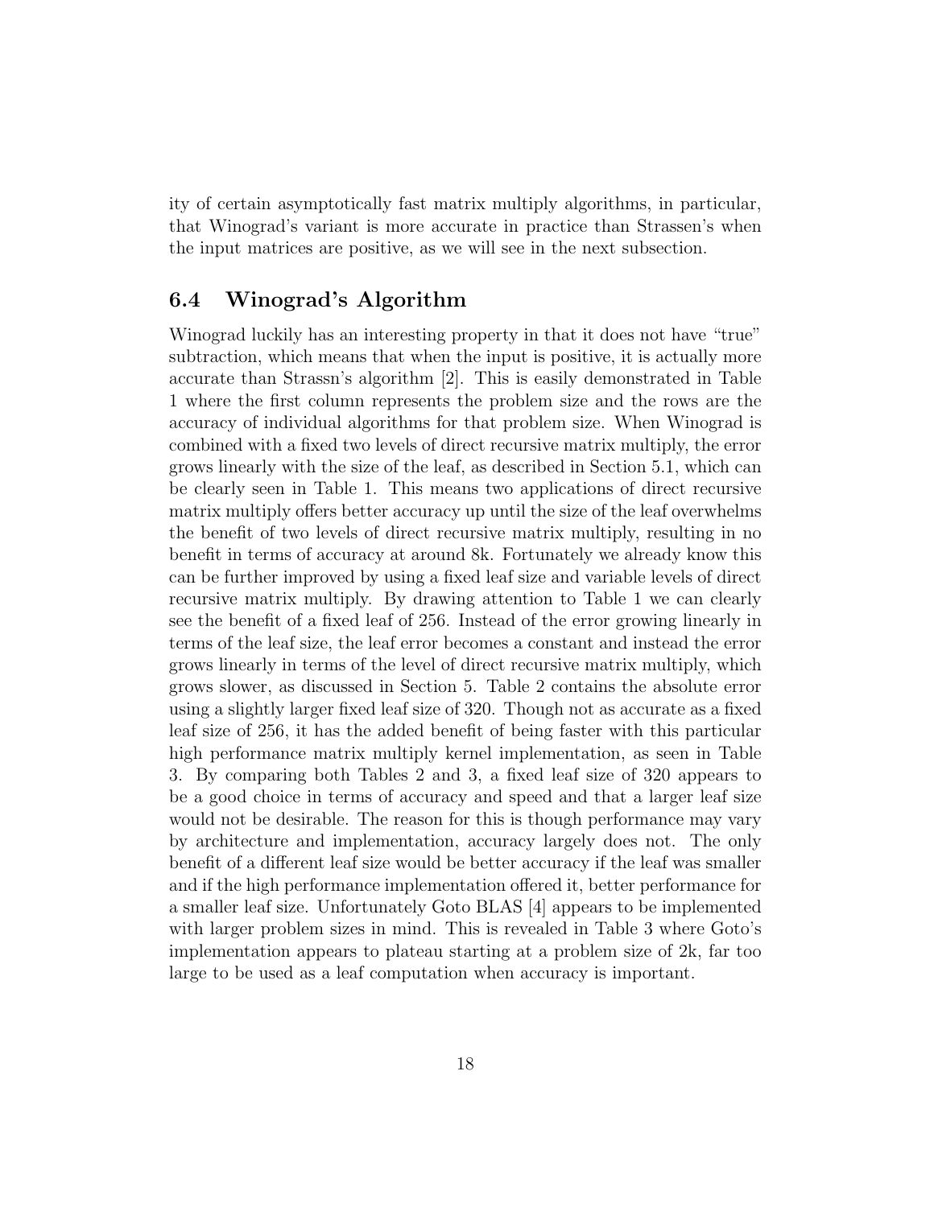ity of certain asymptotically fast matrix multiply algorithms, in particular, that Winograd's variant is more accurate in practice than Strassen's when the input matrices are positive, as we will see in the next subsection.

### 6.4 Winograd's Algorithm

Winograd luckily has an interesting property in that it does not have "true" subtraction, which means that when the input is positive, it is actually more accurate than Strassn's algorithm [2]. This is easily demonstrated in Table 1 where the first column represents the problem size and the rows are the accuracy of individual algorithms for that problem size. When Winograd is combined with a fixed two levels of direct recursive matrix multiply, the error grows linearly with the size of the leaf, as described in Section 5.1, which can be clearly seen in Table 1. This means two applications of direct recursive matrix multiply offers better accuracy up until the size of the leaf overwhelms the benefit of two levels of direct recursive matrix multiply, resulting in no benefit in terms of accuracy at around 8k. Fortunately we already know this can be further improved by using a fixed leaf size and variable levels of direct recursive matrix multiply. By drawing attention to Table 1 we can clearly see the benefit of a fixed leaf of 256. Instead of the error growing linearly in terms of the leaf size, the leaf error becomes a constant and instead the error grows linearly in terms of the level of direct recursive matrix multiply, which grows slower, as discussed in Section 5. Table 2 contains the absolute error using a slightly larger fixed leaf size of 320. Though not as accurate as a fixed leaf size of 256, it has the added benefit of being faster with this particular high performance matrix multiply kernel implementation, as seen in Table 3. By comparing both Tables 2 and 3, a fixed leaf size of 320 appears to be a good choice in terms of accuracy and speed and that a larger leaf size would not be desirable. The reason for this is though performance may vary by architecture and implementation, accuracy largely does not. The only benefit of a different leaf size would be better accuracy if the leaf was smaller and if the high performance implementation offered it, better performance for a smaller leaf size. Unfortunately Goto BLAS [4] appears to be implemented with larger problem sizes in mind. This is revealed in Table 3 where Goto's implementation appears to plateau starting at a problem size of 2k, far too large to be used as a leaf computation when accuracy is important.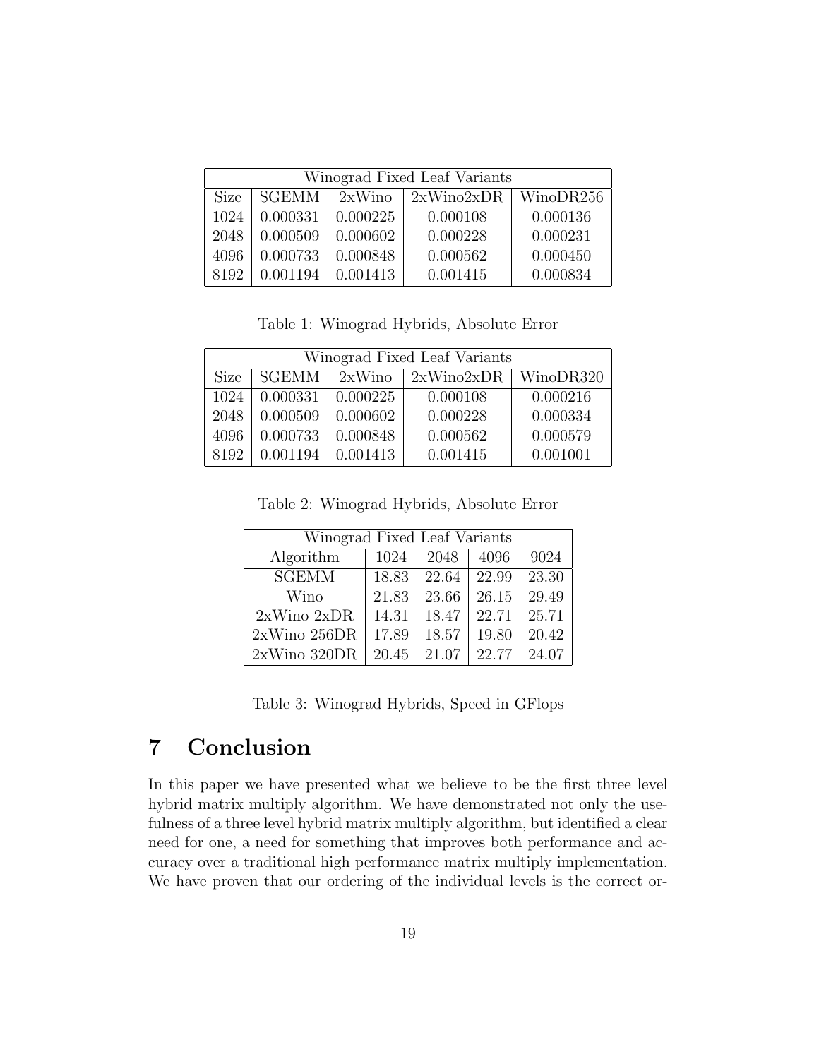| Winograd Fixed Leaf Variants | | | | |
|---|---|---|---|---|
| Size | SGEMM | 2xWino | 2xWino2xDR | WinoDR256 |
| 1024 | 0.000331 | 0.000225 | 0.000108 | 0.000136 |
| 2048 | 0.000509 | 0.000602 | 0.000228 | 0.000231 |
| 4096 | 0.000733 | 0.000848 | 0.000562 | 0.000450 |
| 8192 | 0.001194 | 0.001413 | 0.001415 | 0.000834 |

Table 1: Winograd Hybrids, Absolute Error

| Winograd Fixed Leaf Variants | | | | |
|---|---|---|---|---|
| Size | SGEMM | 2xWino | 2xWino2xDR | WinoDR320 |
| 1024 | 0.000331 | 0.000225 | 0.000108 | 0.000216 |
| 2048 | 0.000509 | 0.000602 | 0.000228 | 0.000334 |
| 4096 | 0.000733 | 0.000848 | 0.000562 | 0.000579 |
| 8192 | 0.001194 | 0.001413 | 0.001415 | 0.001001 |

Table 2: Winograd Hybrids, Absolute Error

| Winograd Fixed Leaf Variants | | | | |
|---|---|---|---|---|
| Algorithm | 1024 | 2048 | 4096 | 9024 |
| SGEMM | 18.83 | 22.64 | 22.99 | 23.30 |
| Wino | 21.83 | 23.66 | 26.15 | 29.49 |
| 2xWino 2xDR | 14.31 | 18.47 | 22.71 | 25.71 |
| 2xWino 256DR | 17.89 | 18.57 | 19.80 | 20.42 |
| 2xWino 320DR | 20.45 | 21.07 | 22.77 | 24.07 |

Table 3: Winograd Hybrids, Speed in GFlops

# 7 Conclusion

In this paper we have presented what we believe to be the first three level hybrid matrix multiply algorithm. We have demonstrated not only the usefulness of a three level hybrid matrix multiply algorithm, but identified a clear need for one, a need for something that improves both performance and accuracy over a traditional high performance matrix multiply implementation. We have proven that our ordering of the individual levels is the correct or-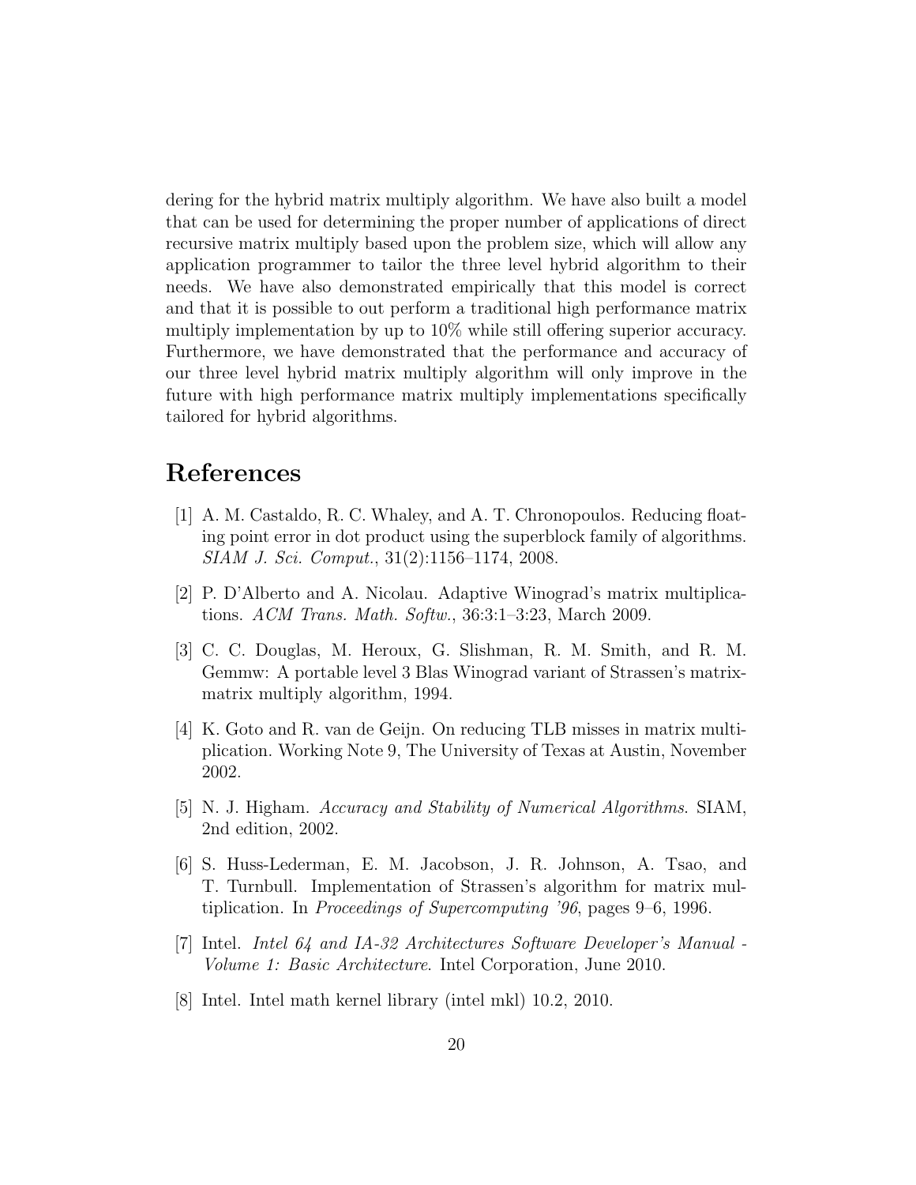dering for the hybrid matrix multiply algorithm. We have also built a model that can be used for determining the proper number of applications of direct recursive matrix multiply based upon the problem size, which will allow any application programmer to tailor the three level hybrid algorithm to their needs. We have also demonstrated empirically that this model is correct and that it is possible to out perform a traditional high performance matrix multiply implementation by up to 10% while still offering superior accuracy. Furthermore, we have demonstrated that the performance and accuracy of our three level hybrid matrix multiply algorithm will only improve in the future with high performance matrix multiply implementations specifically tailored for hybrid algorithms.

# References

[1] A. M. Castaldo, R. C. Whaley, and A. T. Chronopoulos. Reducing floating point error in dot product using the superblock family of algorithms. *SIAM J. Sci. Comput.*, 31(2):1156–1174, 2008.

[2] P. D'Alberto and A. Nicolau. Adaptive Winograd's matrix multiplications. *ACM Trans. Math. Softw.*, 36:3:1–3:23, March 2009.

[3] C. C. Douglas, M. Heroux, G. Slishman, R. M. Smith, and R. M. Gemmw: A portable level 3 Blas Winograd variant of Strassen's matrix-matrix multiply algorithm, 1994.

[4] K. Goto and R. van de Geijn. On reducing TLB misses in matrix multiplication. Working Note 9, The University of Texas at Austin, November 2002.

[5] N. J. Higham. *Accuracy and Stability of Numerical Algorithms*. SIAM, 2nd edition, 2002.

[6] S. Huss-Lederman, E. M. Jacobson, J. R. Johnson, A. Tsao, and T. Turnbull. Implementation of Strassen's algorithm for matrix multiplication. In *Proceedings of Supercomputing '96*, pages 9–6, 1996.

[7] Intel. *Intel 64 and IA-32 Architectures Software Developer's Manual - Volume 1: Basic Architecture*. Intel Corporation, June 2010.

[8] Intel. Intel math kernel library (intel mkl) 10.2, 2010.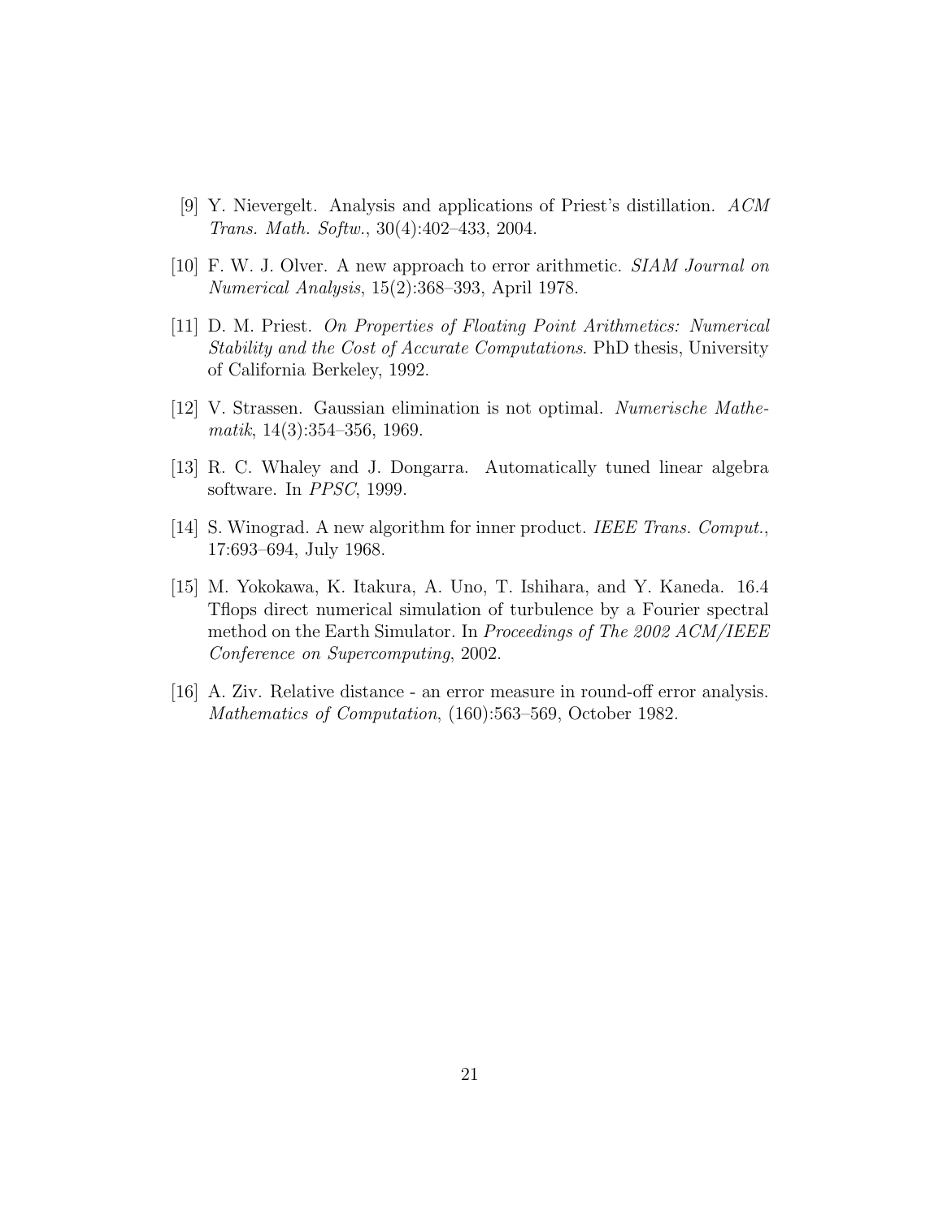[9] Y. Nievergelt. Analysis and applications of Priest's distillation. *ACM Trans. Math. Softw.*, 30(4):402–433, 2004.

[10] F. W. J. Olver. A new approach to error arithmetic. *SIAM Journal on Numerical Analysis*, 15(2):368–393, April 1978.

[11] D. M. Priest. *On Properties of Floating Point Arithmetics: Numerical Stability and the Cost of Accurate Computations*. PhD thesis, University of California Berkeley, 1992.

[12] V. Strassen. Gaussian elimination is not optimal. *Numerische Mathematik*, 14(3):354–356, 1969.

[13] R. C. Whaley and J. Dongarra. Automatically tuned linear algebra software. In *PPSC*, 1999.

[14] S. Winograd. A new algorithm for inner product. *IEEE Trans. Comput.*, 17:693–694, July 1968.

[15] M. Yokokawa, K. Itakura, A. Uno, T. Ishihara, and Y. Kaneda. 16.4 Tflops direct numerical simulation of turbulence by a Fourier spectral method on the Earth Simulator. In *Proceedings of The 2002 ACM/IEEE Conference on Supercomputing*, 2002.

[16] A. Ziv. Relative distance - an error measure in round-off error analysis. *Mathematics of Computation*, (160):563–569, October 1982.